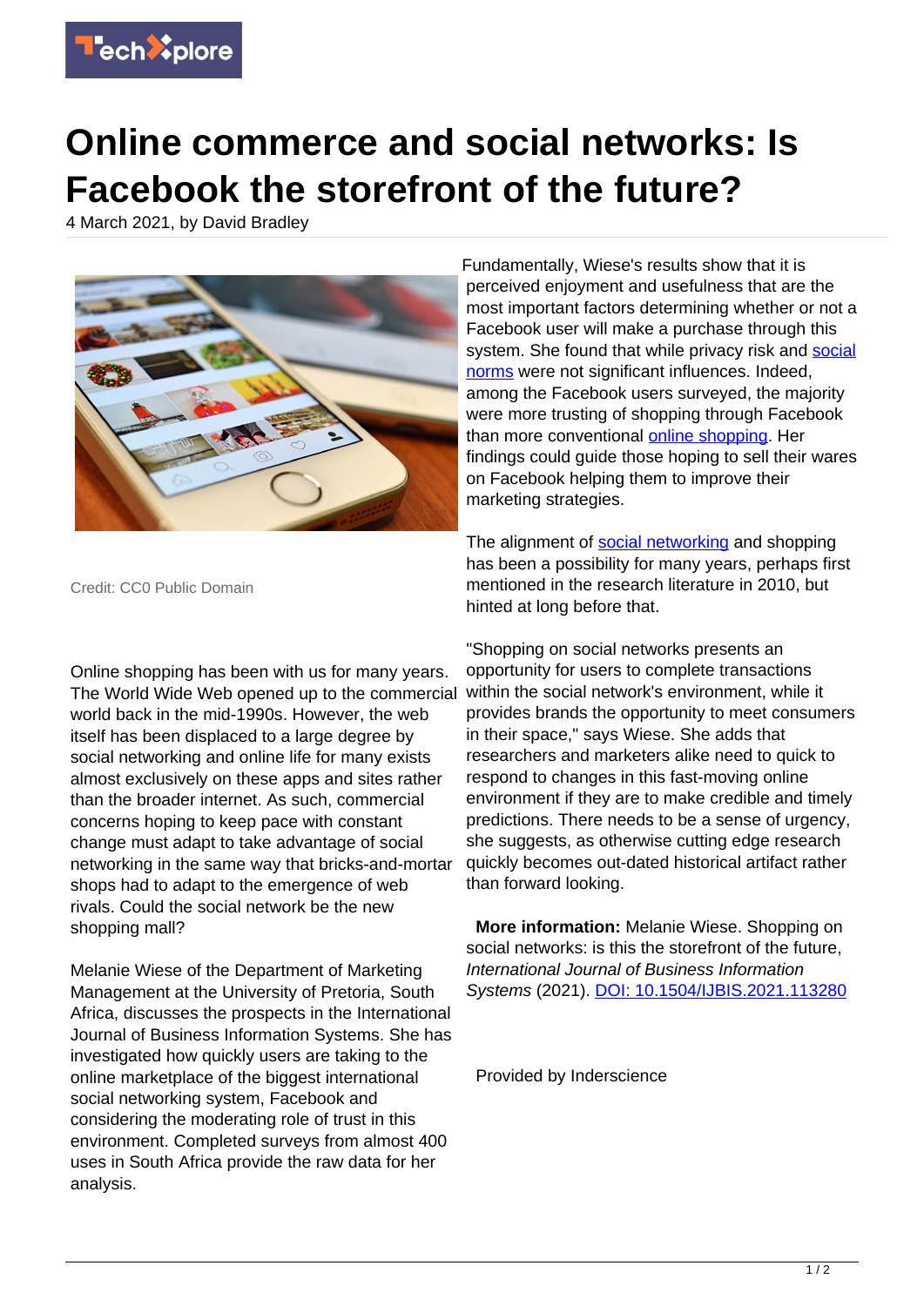# Online commerce and social networks: Is Facebook the storefront of the future?

4 March 2021, by David Bradley

Credit: CC0 Public Domain

Online shopping has been with us for many years. The World Wide Web opened up to the commercial world back in the mid-1990s. However, the web itself has been displaced to a large degree by social networking and online life for many exists almost exclusively on these apps and sites rather than the broader internet. As such, commercial concerns hoping to keep pace with constant change must adapt to take advantage of social networking in the same way that bricks-and-mortar shops had to adapt to the emergence of web rivals. Could the social network be the new shopping mall?

Melanie Wiese of the Department of Marketing Management at the University of Pretoria, South Africa, discusses the prospects in the International Journal of Business Information Systems. She has investigated how quickly users are taking to the online marketplace of the biggest international social networking system, Facebook and considering the moderating role of trust in this environment. Completed surveys from almost 400 uses in South Africa provide the raw data for her analysis.

Fundamentally, Wiese's results show that it is perceived enjoyment and usefulness that are the most important factors determining whether or not a Facebook user will make a purchase through this system. She found that while privacy risk and social norms were not significant influences. Indeed, among the Facebook users surveyed, the majority were more trusting of shopping through Facebook than more conventional online shopping. Her findings could guide those hoping to sell their wares on Facebook helping them to improve their marketing strategies.

The alignment of social networking and shopping has been a possibility for many years, perhaps first mentioned in the research literature in 2010, but hinted at long before that.

"Shopping on social networks presents an opportunity for users to complete transactions within the social network's environment, while it provides brands the opportunity to meet consumers in their space," says Wiese. She adds that researchers and marketers alike need to quick to respond to changes in this fast-moving online environment if they are to make credible and timely predictions. There needs to be a sense of urgency, she suggests, as otherwise cutting edge research quickly becomes out-dated historical artifact rather than forward looking.

**More information:** Melanie Wiese. Shopping on social networks: is this the storefront of the future, *International Journal of Business Information Systems* (2021). DOI: 10.1504/IJBIS.2021.113280

Provided by Inderscience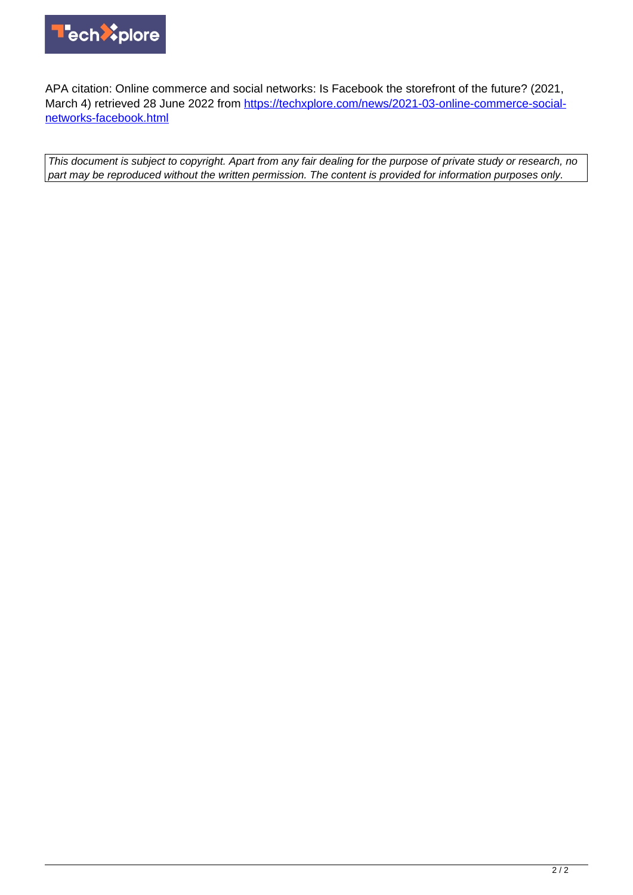APA citation: Online commerce and social networks: Is Facebook the storefront of the future? (2021, March 4) retrieved 28 June 2022 from https://techxplore.com/news/2021-03-online-commerce-social-networks-facebook.html

*This document is subject to copyright. Apart from any fair dealing for the purpose of private study or research, no part may be reproduced without the written permission. The content is provided for information purposes only.*